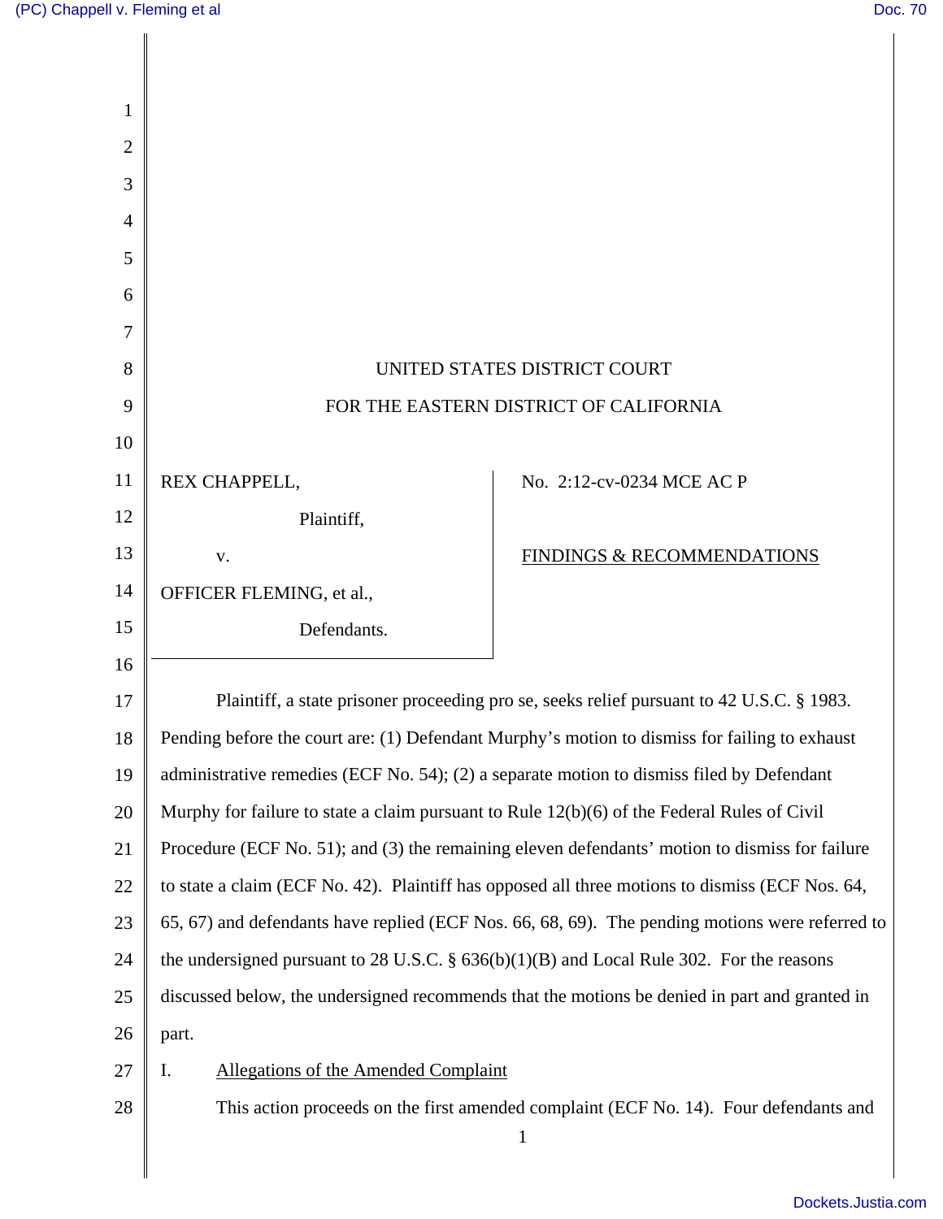UNITED STATES DISTRICT COURT

FOR THE EASTERN DISTRICT OF CALIFORNIA

REX CHAPPELL,

Plaintiff,

v.

OFFICER FLEMING, et al.,

Defendants.

No. 2:12-cv-0234 MCE AC P

FINDINGS & RECOMMENDATIONS

Plaintiff, a state prisoner proceeding pro se, seeks relief pursuant to 42 U.S.C. § 1983. Pending before the court are: (1) Defendant Murphy's motion to dismiss for failing to exhaust administrative remedies (ECF No. 54); (2) a separate motion to dismiss filed by Defendant Murphy for failure to state a claim pursuant to Rule 12(b)(6) of the Federal Rules of Civil Procedure (ECF No. 51); and (3) the remaining eleven defendants' motion to dismiss for failure to state a claim (ECF No. 42). Plaintiff has opposed all three motions to dismiss (ECF Nos. 64, 65, 67) and defendants have replied (ECF Nos. 66, 68, 69). The pending motions were referred to the undersigned pursuant to 28 U.S.C. § 636(b)(1)(B) and Local Rule 302. For the reasons discussed below, the undersigned recommends that the motions be denied in part and granted in part.

I. Allegations of the Amended Complaint

This action proceeds on the first amended complaint (ECF No. 14). Four defendants and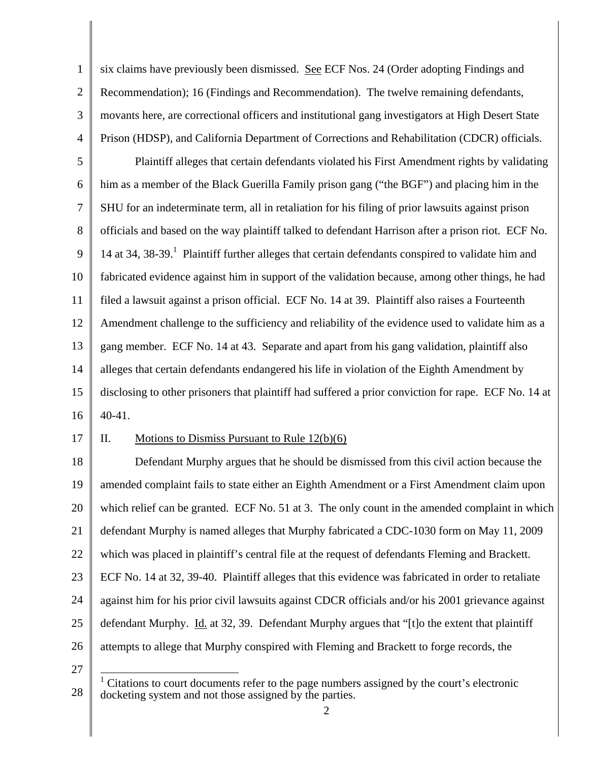six claims have previously been dismissed. See ECF Nos. 24 (Order adopting Findings and Recommendation); 16 (Findings and Recommendation). The twelve remaining defendants, movants here, are correctional officers and institutional gang investigators at High Desert State Prison (HDSP), and California Department of Corrections and Rehabilitation (CDCR) officials.

Plaintiff alleges that certain defendants violated his First Amendment rights by validating him as a member of the Black Guerilla Family prison gang ("the BGF") and placing him in the SHU for an indeterminate term, all in retaliation for his filing of prior lawsuits against prison officials and based on the way plaintiff talked to defendant Harrison after a prison riot. ECF No. 14 at 34, 38-39.[1] Plaintiff further alleges that certain defendants conspired to validate him and fabricated evidence against him in support of the validation because, among other things, he had filed a lawsuit against a prison official. ECF No. 14 at 39. Plaintiff also raises a Fourteenth Amendment challenge to the sufficiency and reliability of the evidence used to validate him as a gang member. ECF No. 14 at 43. Separate and apart from his gang validation, plaintiff also alleges that certain defendants endangered his life in violation of the Eighth Amendment by disclosing to other prisoners that plaintiff had suffered a prior conviction for rape. ECF No. 14 at 40-41.

## II. Motions to Dismiss Pursuant to Rule 12(b)(6)

Defendant Murphy argues that he should be dismissed from this civil action because the amended complaint fails to state either an Eighth Amendment or a First Amendment claim upon which relief can be granted. ECF No. 51 at 3. The only count in the amended complaint in which defendant Murphy is named alleges that Murphy fabricated a CDC-1030 form on May 11, 2009 which was placed in plaintiff's central file at the request of defendants Fleming and Brackett. ECF No. 14 at 32, 39-40. Plaintiff alleges that this evidence was fabricated in order to retaliate against him for his prior civil lawsuits against CDCR officials and/or his 2001 grievance against defendant Murphy. Id. at 32, 39. Defendant Murphy argues that "[t]o the extent that plaintiff attempts to allege that Murphy conspired with Fleming and Brackett to forge records, the

[1] Citations to court documents refer to the page numbers assigned by the court's electronic docketing system and not those assigned by the parties.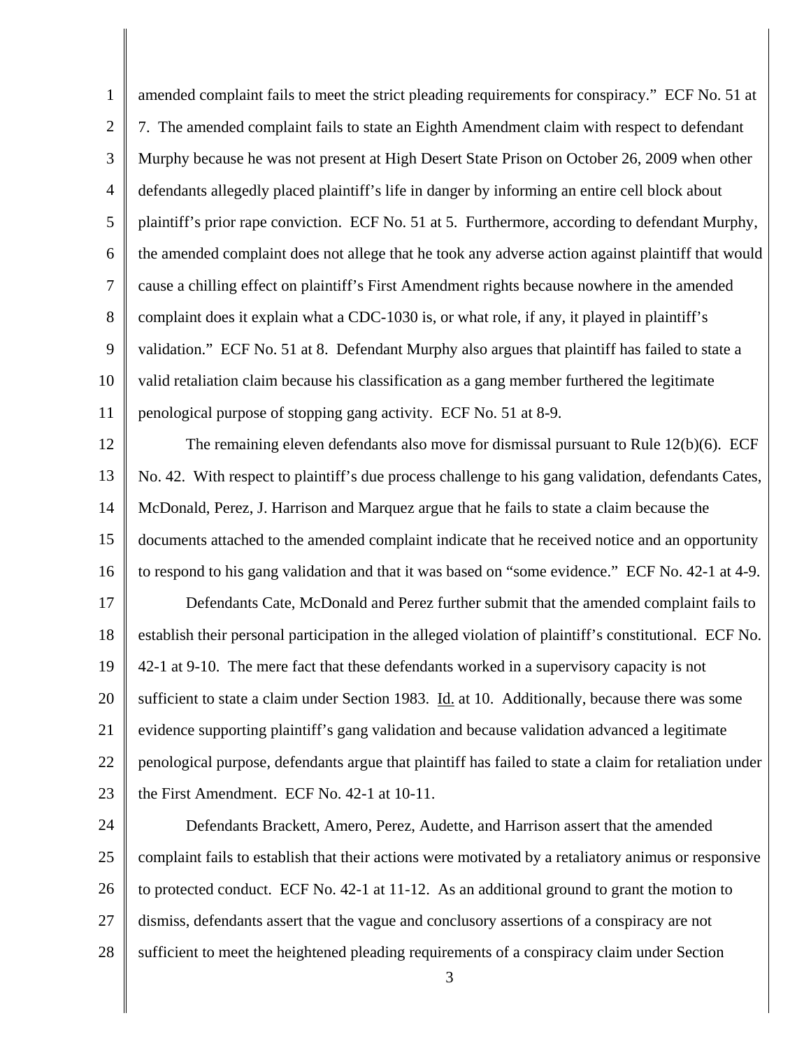amended complaint fails to meet the strict pleading requirements for conspiracy." ECF No. 51 at 7. The amended complaint fails to state an Eighth Amendment claim with respect to defendant Murphy because he was not present at High Desert State Prison on October 26, 2009 when other defendants allegedly placed plaintiff's life in danger by informing an entire cell block about plaintiff's prior rape conviction. ECF No. 51 at 5. Furthermore, according to defendant Murphy, the amended complaint does not allege that he took any adverse action against plaintiff that would cause a chilling effect on plaintiff's First Amendment rights because nowhere in the amended complaint does it explain what a CDC-1030 is, or what role, if any, it played in plaintiff's validation." ECF No. 51 at 8. Defendant Murphy also argues that plaintiff has failed to state a valid retaliation claim because his classification as a gang member furthered the legitimate penological purpose of stopping gang activity. ECF No. 51 at 8-9.

The remaining eleven defendants also move for dismissal pursuant to Rule 12(b)(6). ECF No. 42. With respect to plaintiff's due process challenge to his gang validation, defendants Cates, McDonald, Perez, J. Harrison and Marquez argue that he fails to state a claim because the documents attached to the amended complaint indicate that he received notice and an opportunity to respond to his gang validation and that it was based on "some evidence." ECF No. 42-1 at 4-9.

Defendants Cate, McDonald and Perez further submit that the amended complaint fails to establish their personal participation in the alleged violation of plaintiff's constitutional. ECF No. 42-1 at 9-10. The mere fact that these defendants worked in a supervisory capacity is not sufficient to state a claim under Section 1983. Id. at 10. Additionally, because there was some evidence supporting plaintiff's gang validation and because validation advanced a legitimate penological purpose, defendants argue that plaintiff has failed to state a claim for retaliation under the First Amendment. ECF No. 42-1 at 10-11.

Defendants Brackett, Amero, Perez, Audette, and Harrison assert that the amended complaint fails to establish that their actions were motivated by a retaliatory animus or responsive to protected conduct. ECF No. 42-1 at 11-12. As an additional ground to grant the motion to dismiss, defendants assert that the vague and conclusory assertions of a conspiracy are not sufficient to meet the heightened pleading requirements of a conspiracy claim under Section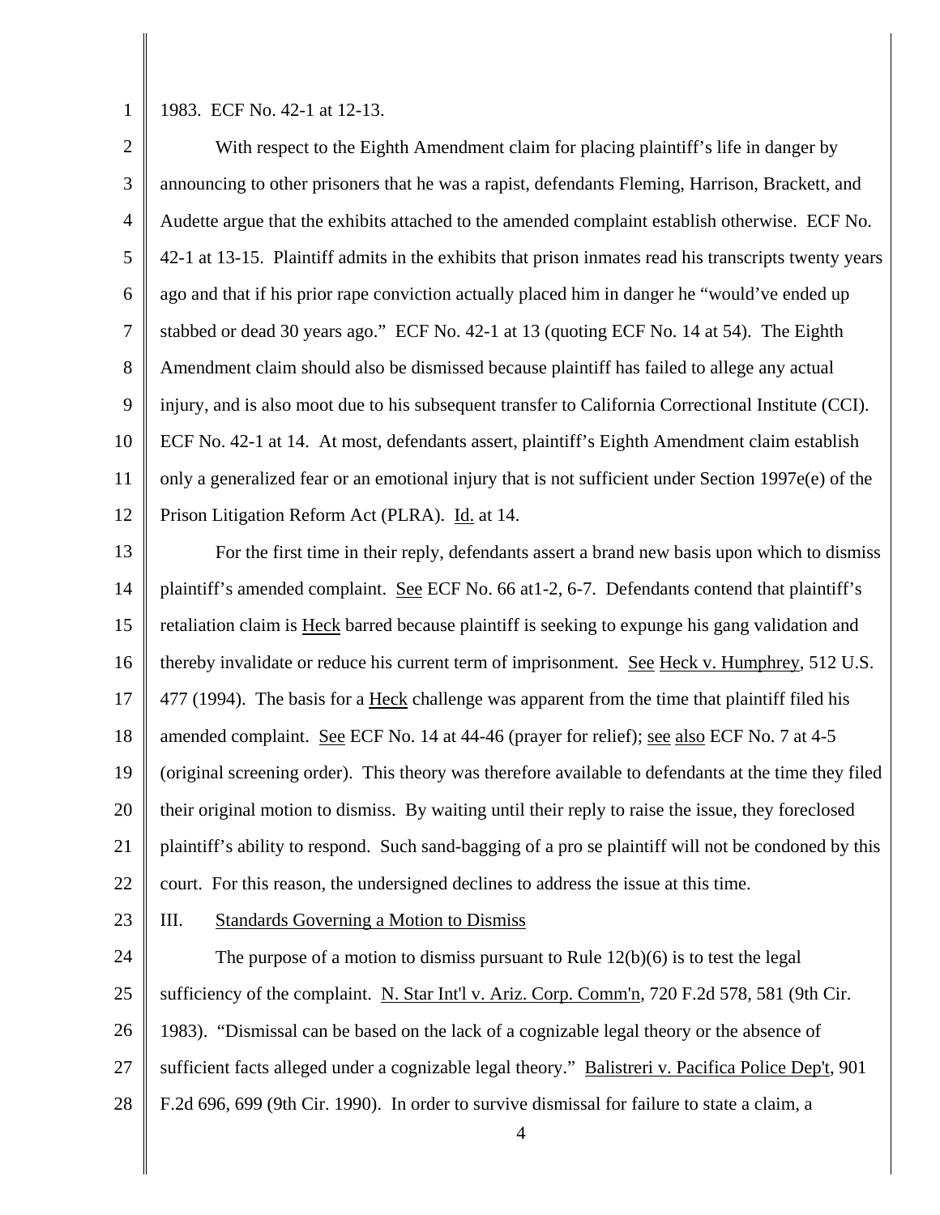1983. ECF No. 42-1 at 12-13.

With respect to the Eighth Amendment claim for placing plaintiff's life in danger by announcing to other prisoners that he was a rapist, defendants Fleming, Harrison, Brackett, and Audette argue that the exhibits attached to the amended complaint establish otherwise. ECF No. 42-1 at 13-15. Plaintiff admits in the exhibits that prison inmates read his transcripts twenty years ago and that if his prior rape conviction actually placed him in danger he "would've ended up stabbed or dead 30 years ago." ECF No. 42-1 at 13 (quoting ECF No. 14 at 54). The Eighth Amendment claim should also be dismissed because plaintiff has failed to allege any actual injury, and is also moot due to his subsequent transfer to California Correctional Institute (CCI). ECF No. 42-1 at 14. At most, defendants assert, plaintiff's Eighth Amendment claim establish only a generalized fear or an emotional injury that is not sufficient under Section 1997e(e) of the Prison Litigation Reform Act (PLRA). Id. at 14.

For the first time in their reply, defendants assert a brand new basis upon which to dismiss plaintiff's amended complaint. See ECF No. 66 at1-2, 6-7. Defendants contend that plaintiff's retaliation claim is Heck barred because plaintiff is seeking to expunge his gang validation and thereby invalidate or reduce his current term of imprisonment. See Heck v. Humphrey, 512 U.S. 477 (1994). The basis for a Heck challenge was apparent from the time that plaintiff filed his amended complaint. See ECF No. 14 at 44-46 (prayer for relief); see also ECF No. 7 at 4-5 (original screening order). This theory was therefore available to defendants at the time they filed their original motion to dismiss. By waiting until their reply to raise the issue, they foreclosed plaintiff's ability to respond. Such sand-bagging of a pro se plaintiff will not be condoned by this court. For this reason, the undersigned declines to address the issue at this time.

## III. Standards Governing a Motion to Dismiss

The purpose of a motion to dismiss pursuant to Rule 12(b)(6) is to test the legal sufficiency of the complaint. N. Star Int'l v. Ariz. Corp. Comm'n, 720 F.2d 578, 581 (9th Cir. 1983). "Dismissal can be based on the lack of a cognizable legal theory or the absence of sufficient facts alleged under a cognizable legal theory." Balistreri v. Pacifica Police Dep't, 901 F.2d 696, 699 (9th Cir. 1990). In order to survive dismissal for failure to state a claim, a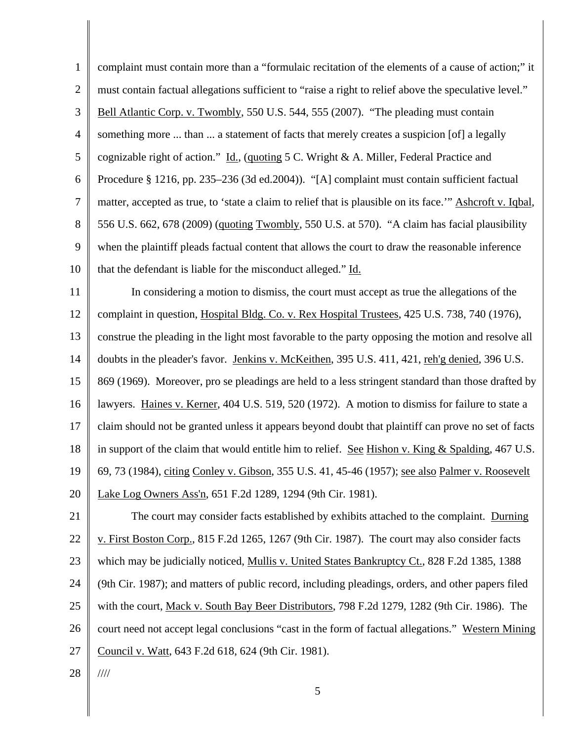complaint must contain more than a "formulaic recitation of the elements of a cause of action;" it must contain factual allegations sufficient to "raise a right to relief above the speculative level." Bell Atlantic Corp. v. Twombly, 550 U.S. 544, 555 (2007). "The pleading must contain something more ... than ... a statement of facts that merely creates a suspicion [of] a legally cognizable right of action." Id., (quoting 5 C. Wright & A. Miller, Federal Practice and Procedure § 1216, pp. 235–236 (3d ed.2004)). "[A] complaint must contain sufficient factual matter, accepted as true, to 'state a claim to relief that is plausible on its face.'" Ashcroft v. Iqbal, 556 U.S. 662, 678 (2009) (quoting Twombly, 550 U.S. at 570). "A claim has facial plausibility when the plaintiff pleads factual content that allows the court to draw the reasonable inference that the defendant is liable for the misconduct alleged." Id.

In considering a motion to dismiss, the court must accept as true the allegations of the complaint in question, Hospital Bldg. Co. v. Rex Hospital Trustees, 425 U.S. 738, 740 (1976), construe the pleading in the light most favorable to the party opposing the motion and resolve all doubts in the pleader's favor. Jenkins v. McKeithen, 395 U.S. 411, 421, reh'g denied, 396 U.S. 869 (1969). Moreover, pro se pleadings are held to a less stringent standard than those drafted by lawyers. Haines v. Kerner, 404 U.S. 519, 520 (1972). A motion to dismiss for failure to state a claim should not be granted unless it appears beyond doubt that plaintiff can prove no set of facts in support of the claim that would entitle him to relief. See Hishon v. King & Spalding, 467 U.S. 69, 73 (1984), citing Conley v. Gibson, 355 U.S. 41, 45-46 (1957); see also Palmer v. Roosevelt Lake Log Owners Ass'n, 651 F.2d 1289, 1294 (9th Cir. 1981).

The court may consider facts established by exhibits attached to the complaint. Durning v. First Boston Corp., 815 F.2d 1265, 1267 (9th Cir. 1987). The court may also consider facts which may be judicially noticed, Mullis v. United States Bankruptcy Ct., 828 F.2d 1385, 1388 (9th Cir. 1987); and matters of public record, including pleadings, orders, and other papers filed with the court, Mack v. South Bay Beer Distributors, 798 F.2d 1279, 1282 (9th Cir. 1986). The court need not accept legal conclusions "cast in the form of factual allegations." Western Mining Council v. Watt, 643 F.2d 618, 624 (9th Cir. 1981).

////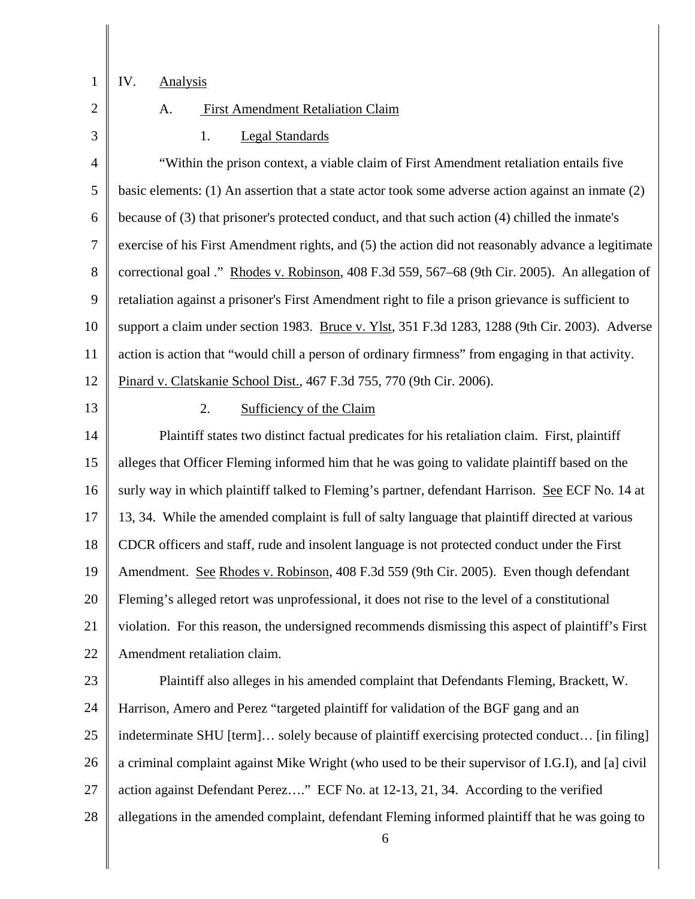IV. Analysis

A. First Amendment Retaliation Claim

1. Legal Standards

"Within the prison context, a viable claim of First Amendment retaliation entails five basic elements: (1) An assertion that a state actor took some adverse action against an inmate (2) because of (3) that prisoner's protected conduct, and that such action (4) chilled the inmate's exercise of his First Amendment rights, and (5) the action did not reasonably advance a legitimate correctional goal ." Rhodes v. Robinson, 408 F.3d 559, 567–68 (9th Cir. 2005). An allegation of retaliation against a prisoner's First Amendment right to file a prison grievance is sufficient to support a claim under section 1983. Bruce v. Ylst, 351 F.3d 1283, 1288 (9th Cir. 2003). Adverse action is action that "would chill a person of ordinary firmness" from engaging in that activity. Pinard v. Clatskanie School Dist., 467 F.3d 755, 770 (9th Cir. 2006).

2. Sufficiency of the Claim

Plaintiff states two distinct factual predicates for his retaliation claim. First, plaintiff alleges that Officer Fleming informed him that he was going to validate plaintiff based on the surly way in which plaintiff talked to Fleming's partner, defendant Harrison. See ECF No. 14 at 13, 34. While the amended complaint is full of salty language that plaintiff directed at various CDCR officers and staff, rude and insolent language is not protected conduct under the First Amendment. See Rhodes v. Robinson, 408 F.3d 559 (9th Cir. 2005). Even though defendant Fleming's alleged retort was unprofessional, it does not rise to the level of a constitutional violation. For this reason, the undersigned recommends dismissing this aspect of plaintiff's First Amendment retaliation claim.

Plaintiff also alleges in his amended complaint that Defendants Fleming, Brackett, W. Harrison, Amero and Perez "targeted plaintiff for validation of the BGF gang and an indeterminate SHU [term]… solely because of plaintiff exercising protected conduct… [in filing] a criminal complaint against Mike Wright (who used to be their supervisor of I.G.I), and [a] civil action against Defendant Perez…." ECF No. at 12-13, 21, 34. According to the verified allegations in the amended complaint, defendant Fleming informed plaintiff that he was going to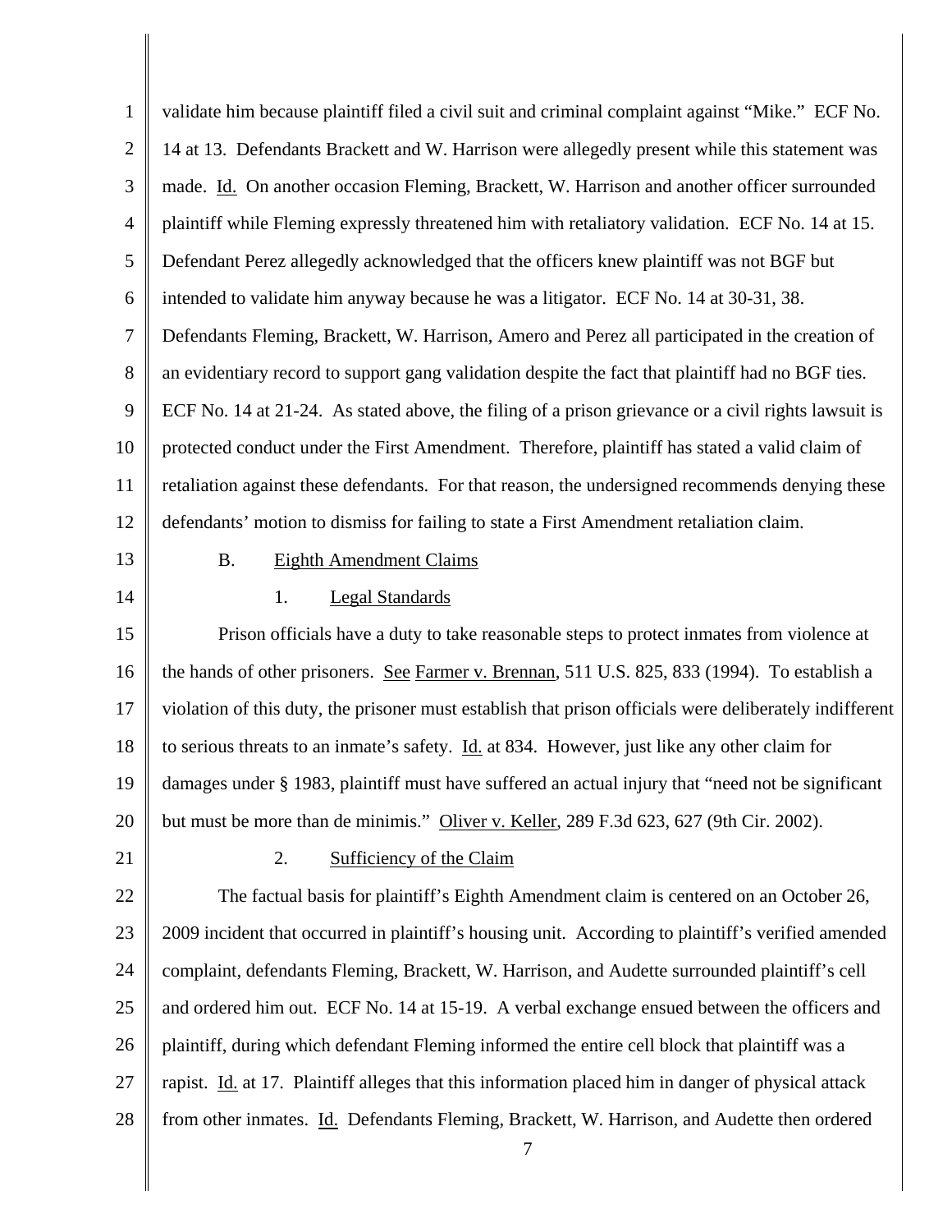validate him because plaintiff filed a civil suit and criminal complaint against "Mike." ECF No. 14 at 13. Defendants Brackett and W. Harrison were allegedly present while this statement was made. Id. On another occasion Fleming, Brackett, W. Harrison and another officer surrounded plaintiff while Fleming expressly threatened him with retaliatory validation. ECF No. 14 at 15. Defendant Perez allegedly acknowledged that the officers knew plaintiff was not BGF but intended to validate him anyway because he was a litigator. ECF No. 14 at 30-31, 38. Defendants Fleming, Brackett, W. Harrison, Amero and Perez all participated in the creation of an evidentiary record to support gang validation despite the fact that plaintiff had no BGF ties. ECF No. 14 at 21-24. As stated above, the filing of a prison grievance or a civil rights lawsuit is protected conduct under the First Amendment. Therefore, plaintiff has stated a valid claim of retaliation against these defendants. For that reason, the undersigned recommends denying these defendants' motion to dismiss for failing to state a First Amendment retaliation claim.

### B. Eighth Amendment Claims

#### 1. Legal Standards

Prison officials have a duty to take reasonable steps to protect inmates from violence at the hands of other prisoners. See Farmer v. Brennan, 511 U.S. 825, 833 (1994). To establish a violation of this duty, the prisoner must establish that prison officials were deliberately indifferent to serious threats to an inmate's safety. Id. at 834. However, just like any other claim for damages under § 1983, plaintiff must have suffered an actual injury that "need not be significant but must be more than de minimis." Oliver v. Keller, 289 F.3d 623, 627 (9th Cir. 2002).

#### 2. Sufficiency of the Claim

The factual basis for plaintiff's Eighth Amendment claim is centered on an October 26, 2009 incident that occurred in plaintiff's housing unit. According to plaintiff's verified amended complaint, defendants Fleming, Brackett, W. Harrison, and Audette surrounded plaintiff's cell and ordered him out. ECF No. 14 at 15-19. A verbal exchange ensued between the officers and plaintiff, during which defendant Fleming informed the entire cell block that plaintiff was a rapist. Id. at 17. Plaintiff alleges that this information placed him in danger of physical attack from other inmates. Id. Defendants Fleming, Brackett, W. Harrison, and Audette then ordered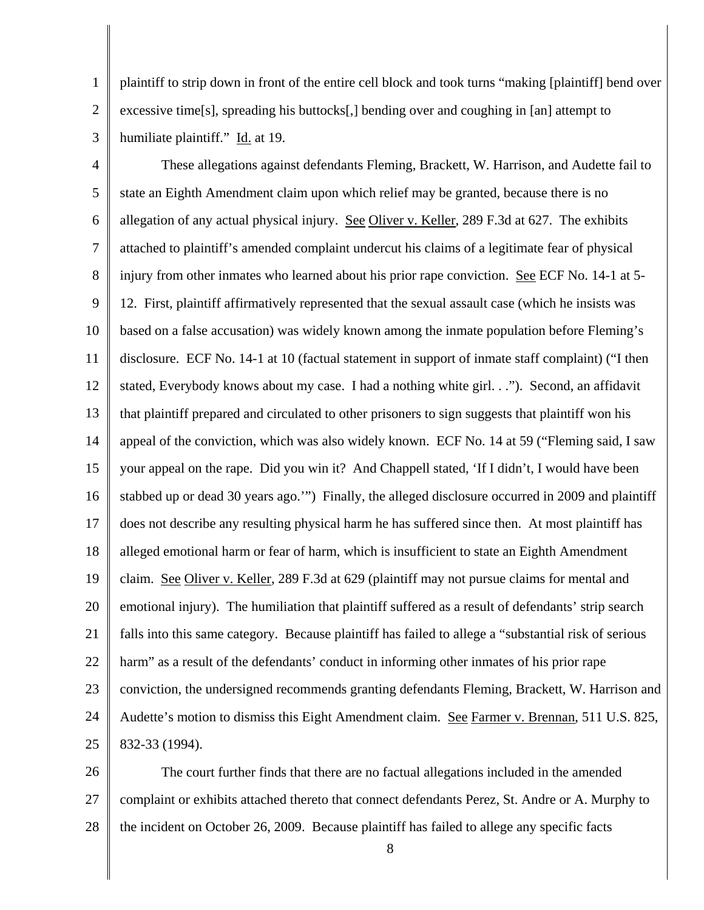plaintiff to strip down in front of the entire cell block and took turns "making [plaintiff] bend over excessive time[s], spreading his buttocks[,] bending over and coughing in [an] attempt to humiliate plaintiff." Id. at 19.

These allegations against defendants Fleming, Brackett, W. Harrison, and Audette fail to state an Eighth Amendment claim upon which relief may be granted, because there is no allegation of any actual physical injury. See Oliver v. Keller, 289 F.3d at 627. The exhibits attached to plaintiff's amended complaint undercut his claims of a legitimate fear of physical injury from other inmates who learned about his prior rape conviction. See ECF No. 14-1 at 5-12. First, plaintiff affirmatively represented that the sexual assault case (which he insists was based on a false accusation) was widely known among the inmate population before Fleming's disclosure. ECF No. 14-1 at 10 (factual statement in support of inmate staff complaint) ("I then stated, Everybody knows about my case. I had a nothing white girl. . ."). Second, an affidavit that plaintiff prepared and circulated to other prisoners to sign suggests that plaintiff won his appeal of the conviction, which was also widely known. ECF No. 14 at 59 ("Fleming said, I saw your appeal on the rape. Did you win it? And Chappell stated, 'If I didn't, I would have been stabbed up or dead 30 years ago.'") Finally, the alleged disclosure occurred in 2009 and plaintiff does not describe any resulting physical harm he has suffered since then. At most plaintiff has alleged emotional harm or fear of harm, which is insufficient to state an Eighth Amendment claim. See Oliver v. Keller, 289 F.3d at 629 (plaintiff may not pursue claims for mental and emotional injury). The humiliation that plaintiff suffered as a result of defendants' strip search falls into this same category. Because plaintiff has failed to allege a "substantial risk of serious harm" as a result of the defendants' conduct in informing other inmates of his prior rape conviction, the undersigned recommends granting defendants Fleming, Brackett, W. Harrison and Audette's motion to dismiss this Eight Amendment claim. See Farmer v. Brennan, 511 U.S. 825, 832-33 (1994).

The court further finds that there are no factual allegations included in the amended complaint or exhibits attached thereto that connect defendants Perez, St. Andre or A. Murphy to the incident on October 26, 2009. Because plaintiff has failed to allege any specific facts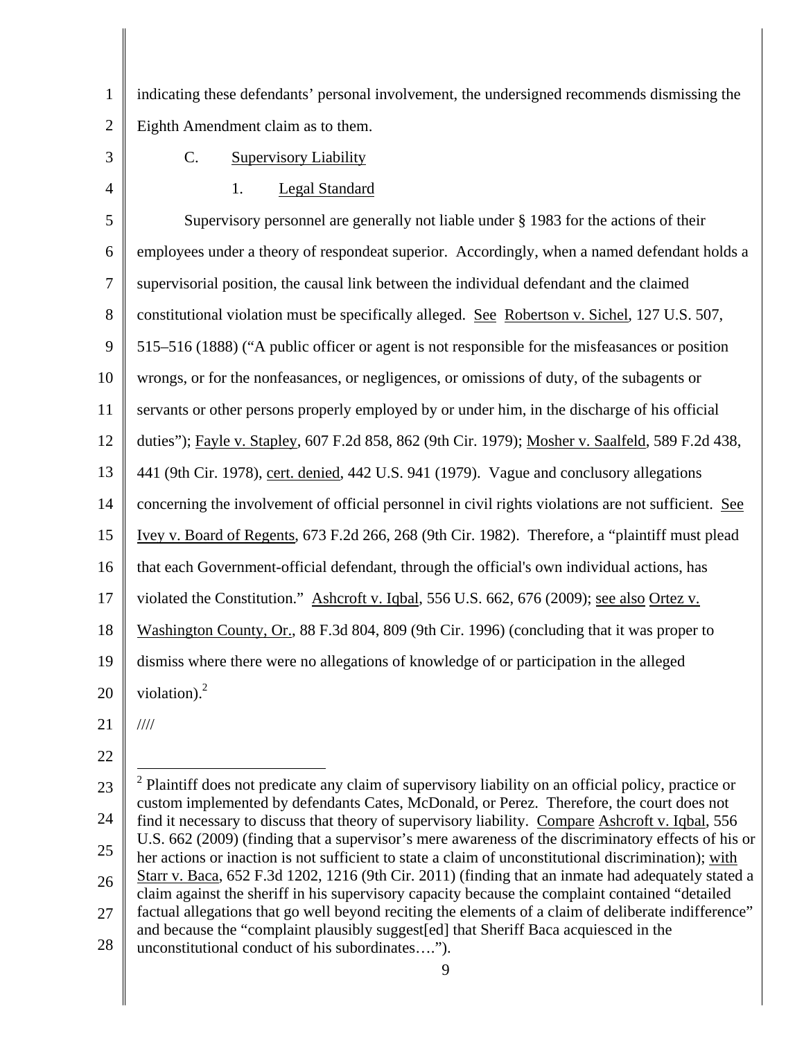indicating these defendants' personal involvement, the undersigned recommends dismissing the Eighth Amendment claim as to them.

C. Supervisory Liability

1. Legal Standard

Supervisory personnel are generally not liable under § 1983 for the actions of their employees under a theory of respondeat superior. Accordingly, when a named defendant holds a supervisorial position, the causal link between the individual defendant and the claimed constitutional violation must be specifically alleged. See Robertson v. Sichel, 127 U.S. 507, 515–516 (1888) ("A public officer or agent is not responsible for the misfeasances or position wrongs, or for the nonfeasances, or negligences, or omissions of duty, of the subagents or servants or other persons properly employed by or under him, in the discharge of his official duties"); Fayle v. Stapley, 607 F.2d 858, 862 (9th Cir. 1979); Mosher v. Saalfeld, 589 F.2d 438, 441 (9th Cir. 1978), cert. denied, 442 U.S. 941 (1979). Vague and conclusory allegations concerning the involvement of official personnel in civil rights violations are not sufficient. See Ivey v. Board of Regents, 673 F.2d 266, 268 (9th Cir. 1982). Therefore, a "plaintiff must plead that each Government-official defendant, through the official's own individual actions, has violated the Constitution." Ashcroft v. Iqbal, 556 U.S. 662, 676 (2009); see also Ortez v. Washington County, Or., 88 F.3d 804, 809 (9th Cir. 1996) (concluding that it was proper to dismiss where there were no allegations of knowledge of or participation in the alleged violation).[2]

////

[2] Plaintiff does not predicate any claim of supervisory liability on an official policy, practice or custom implemented by defendants Cates, McDonald, or Perez. Therefore, the court does not find it necessary to discuss that theory of supervisory liability. Compare Ashcroft v. Iqbal, 556 U.S. 662 (2009) (finding that a supervisor's mere awareness of the discriminatory effects of his or her actions or inaction is not sufficient to state a claim of unconstitutional discrimination); with Starr v. Baca, 652 F.3d 1202, 1216 (9th Cir. 2011) (finding that an inmate had adequately stated a claim against the sheriff in his supervisory capacity because the complaint contained "detailed factual allegations that go well beyond reciting the elements of a claim of deliberate indifference" and because the "complaint plausibly suggest[ed] that Sheriff Baca acquiesced in the unconstitutional conduct of his subordinates….").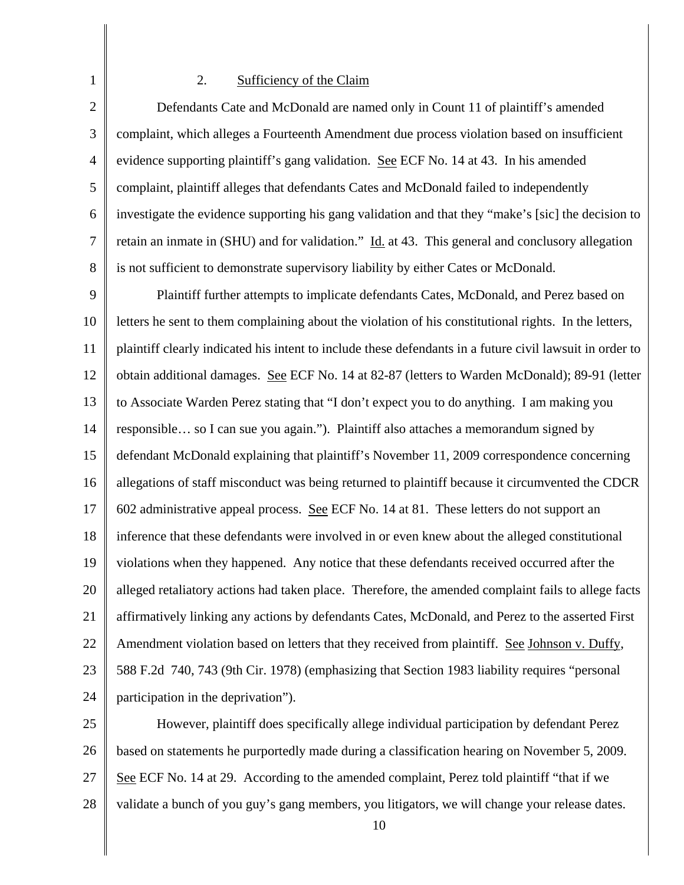### 2. Sufficiency of the Claim

Defendants Cate and McDonald are named only in Count 11 of plaintiff's amended complaint, which alleges a Fourteenth Amendment due process violation based on insufficient evidence supporting plaintiff's gang validation. See ECF No. 14 at 43. In his amended complaint, plaintiff alleges that defendants Cates and McDonald failed to independently investigate the evidence supporting his gang validation and that they "make's [sic] the decision to retain an inmate in (SHU) and for validation." Id. at 43. This general and conclusory allegation is not sufficient to demonstrate supervisory liability by either Cates or McDonald.

Plaintiff further attempts to implicate defendants Cates, McDonald, and Perez based on letters he sent to them complaining about the violation of his constitutional rights. In the letters, plaintiff clearly indicated his intent to include these defendants in a future civil lawsuit in order to obtain additional damages. See ECF No. 14 at 82-87 (letters to Warden McDonald); 89-91 (letter to Associate Warden Perez stating that "I don't expect you to do anything. I am making you responsible… so I can sue you again."). Plaintiff also attaches a memorandum signed by defendant McDonald explaining that plaintiff's November 11, 2009 correspondence concerning allegations of staff misconduct was being returned to plaintiff because it circumvented the CDCR 602 administrative appeal process. See ECF No. 14 at 81. These letters do not support an inference that these defendants were involved in or even knew about the alleged constitutional violations when they happened. Any notice that these defendants received occurred after the alleged retaliatory actions had taken place. Therefore, the amended complaint fails to allege facts affirmatively linking any actions by defendants Cates, McDonald, and Perez to the asserted First Amendment violation based on letters that they received from plaintiff. See Johnson v. Duffy, 588 F.2d 740, 743 (9th Cir. 1978) (emphasizing that Section 1983 liability requires "personal participation in the deprivation").

However, plaintiff does specifically allege individual participation by defendant Perez based on statements he purportedly made during a classification hearing on November 5, 2009. See ECF No. 14 at 29. According to the amended complaint, Perez told plaintiff "that if we validate a bunch of you guy's gang members, you litigators, we will change your release dates.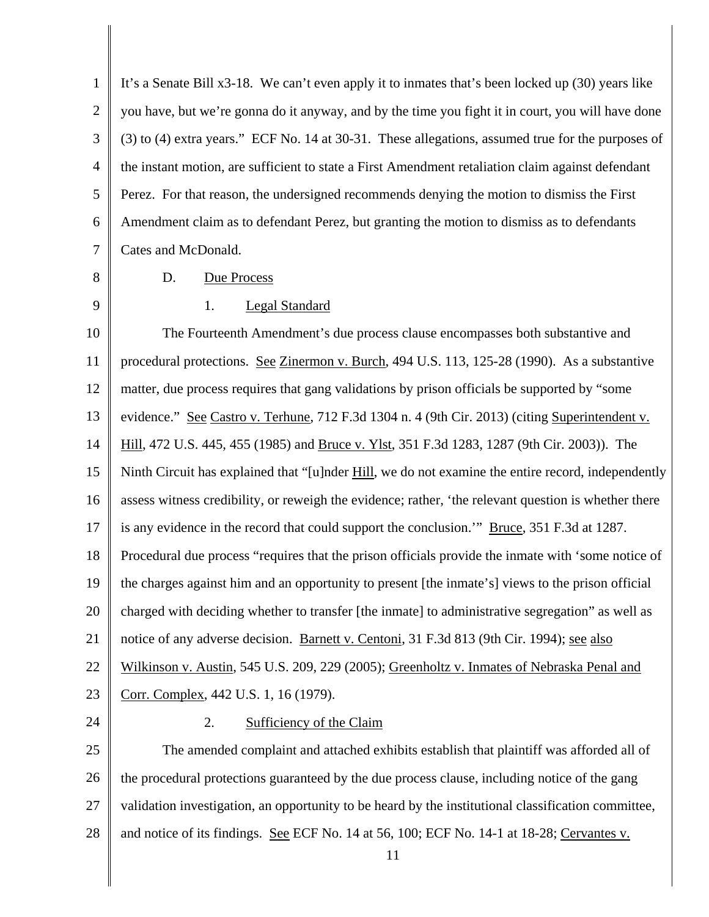It's a Senate Bill x3-18. We can't even apply it to inmates that's been locked up (30) years like you have, but we're gonna do it anyway, and by the time you fight it in court, you will have done (3) to (4) extra years." ECF No. 14 at 30-31. These allegations, assumed true for the purposes of the instant motion, are sufficient to state a First Amendment retaliation claim against defendant Perez. For that reason, the undersigned recommends denying the motion to dismiss the First Amendment claim as to defendant Perez, but granting the motion to dismiss as to defendants Cates and McDonald.

D. Due Process

1. Legal Standard

The Fourteenth Amendment's due process clause encompasses both substantive and procedural protections. See Zinermon v. Burch, 494 U.S. 113, 125-28 (1990). As a substantive matter, due process requires that gang validations by prison officials be supported by "some evidence." See Castro v. Terhune, 712 F.3d 1304 n. 4 (9th Cir. 2013) (citing Superintendent v. Hill, 472 U.S. 445, 455 (1985) and Bruce v. Ylst, 351 F.3d 1283, 1287 (9th Cir. 2003)). The Ninth Circuit has explained that "[u]nder Hill, we do not examine the entire record, independently assess witness credibility, or reweigh the evidence; rather, 'the relevant question is whether there is any evidence in the record that could support the conclusion.'" Bruce, 351 F.3d at 1287. Procedural due process "requires that the prison officials provide the inmate with 'some notice of the charges against him and an opportunity to present [the inmate's] views to the prison official charged with deciding whether to transfer [the inmate] to administrative segregation" as well as notice of any adverse decision. Barnett v. Centoni, 31 F.3d 813 (9th Cir. 1994); see also Wilkinson v. Austin, 545 U.S. 209, 229 (2005); Greenholtz v. Inmates of Nebraska Penal and Corr. Complex, 442 U.S. 1, 16 (1979).

2. Sufficiency of the Claim

The amended complaint and attached exhibits establish that plaintiff was afforded all of the procedural protections guaranteed by the due process clause, including notice of the gang validation investigation, an opportunity to be heard by the institutional classification committee, and notice of its findings. See ECF No. 14 at 56, 100; ECF No. 14-1 at 18-28; Cervantes v.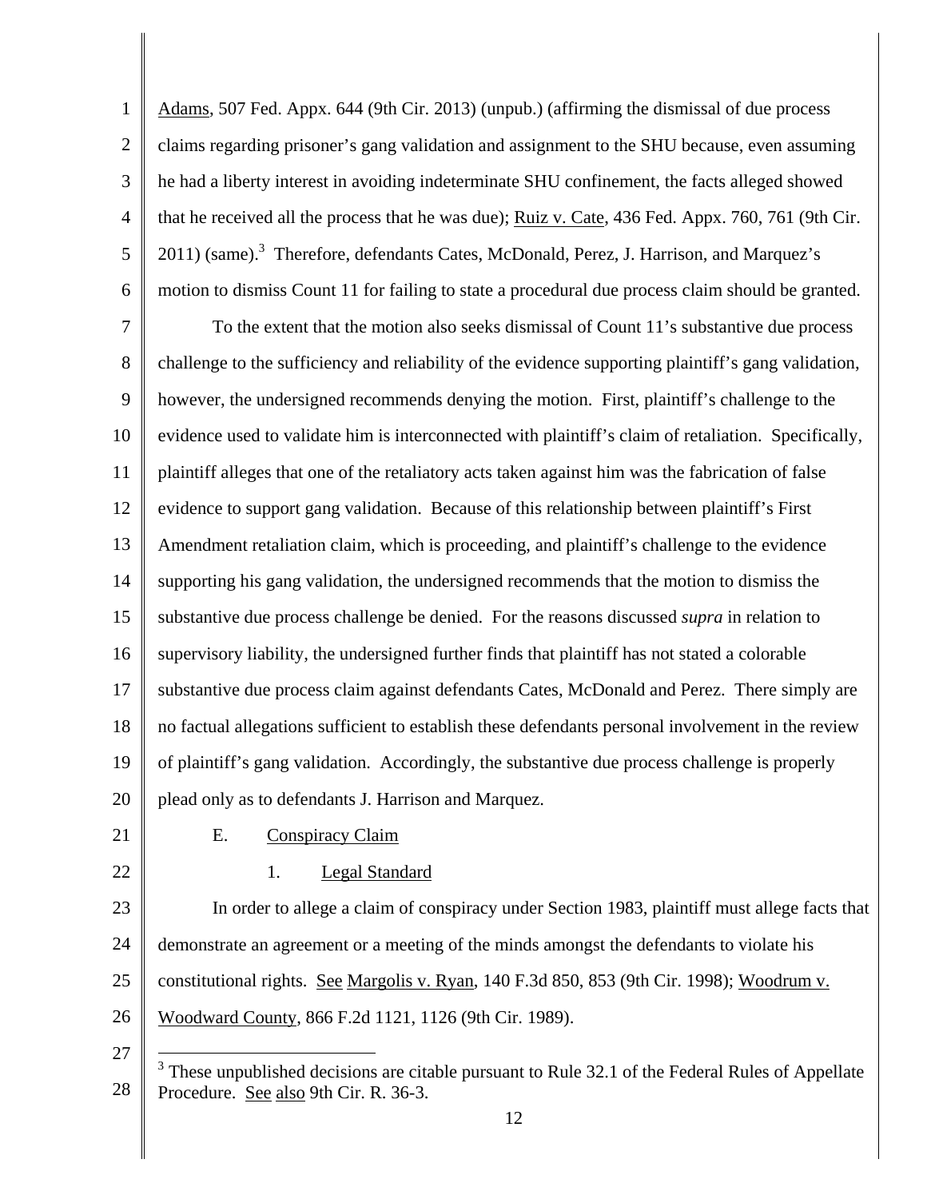Adams, 507 Fed. Appx. 644 (9th Cir. 2013) (unpub.) (affirming the dismissal of due process claims regarding prisoner's gang validation and assignment to the SHU because, even assuming he had a liberty interest in avoiding indeterminate SHU confinement, the facts alleged showed that he received all the process that he was due); Ruiz v. Cate, 436 Fed. Appx. 760, 761 (9th Cir. 2011) (same).[3] Therefore, defendants Cates, McDonald, Perez, J. Harrison, and Marquez's motion to dismiss Count 11 for failing to state a procedural due process claim should be granted.

To the extent that the motion also seeks dismissal of Count 11's substantive due process challenge to the sufficiency and reliability of the evidence supporting plaintiff's gang validation, however, the undersigned recommends denying the motion. First, plaintiff's challenge to the evidence used to validate him is interconnected with plaintiff's claim of retaliation. Specifically, plaintiff alleges that one of the retaliatory acts taken against him was the fabrication of false evidence to support gang validation. Because of this relationship between plaintiff's First Amendment retaliation claim, which is proceeding, and plaintiff's challenge to the evidence supporting his gang validation, the undersigned recommends that the motion to dismiss the substantive due process challenge be denied. For the reasons discussed *supra* in relation to supervisory liability, the undersigned further finds that plaintiff has not stated a colorable substantive due process claim against defendants Cates, McDonald and Perez. There simply are no factual allegations sufficient to establish these defendants personal involvement in the review of plaintiff's gang validation. Accordingly, the substantive due process challenge is properly plead only as to defendants J. Harrison and Marquez.

### E. Conspiracy Claim

#### 1. Legal Standard

In order to allege a claim of conspiracy under Section 1983, plaintiff must allege facts that demonstrate an agreement or a meeting of the minds amongst the defendants to violate his constitutional rights. See Margolis v. Ryan, 140 F.3d 850, 853 (9th Cir. 1998); Woodrum v. Woodward County, 866 F.2d 1121, 1126 (9th Cir. 1989).

---

[3] These unpublished decisions are citable pursuant to Rule 32.1 of the Federal Rules of Appellate Procedure. See also 9th Cir. R. 36-3.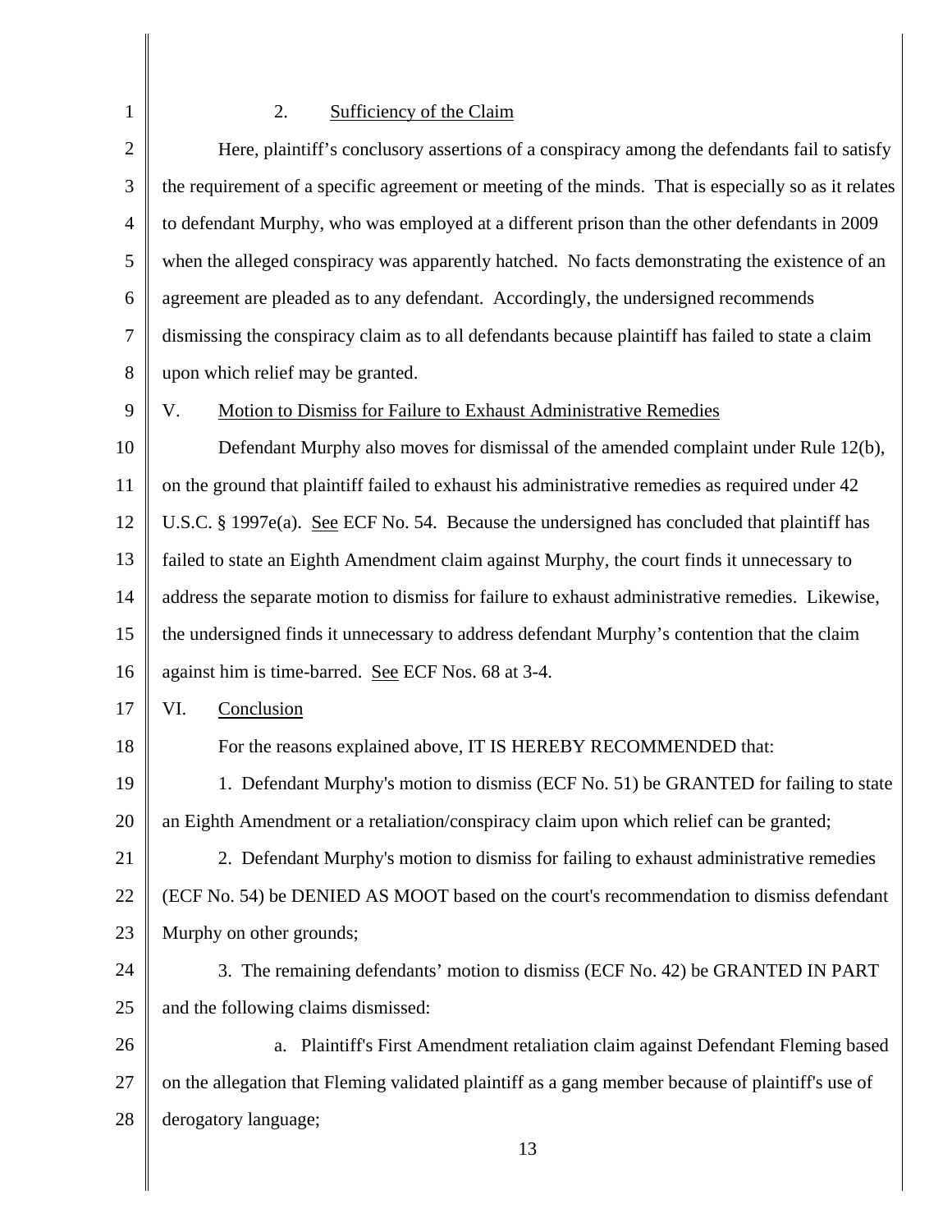### 2. Sufficiency of the Claim

Here, plaintiff's conclusory assertions of a conspiracy among the defendants fail to satisfy the requirement of a specific agreement or meeting of the minds. That is especially so as it relates to defendant Murphy, who was employed at a different prison than the other defendants in 2009 when the alleged conspiracy was apparently hatched. No facts demonstrating the existence of an agreement are pleaded as to any defendant. Accordingly, the undersigned recommends dismissing the conspiracy claim as to all defendants because plaintiff has failed to state a claim upon which relief may be granted.

## V. Motion to Dismiss for Failure to Exhaust Administrative Remedies

Defendant Murphy also moves for dismissal of the amended complaint under Rule 12(b), on the ground that plaintiff failed to exhaust his administrative remedies as required under 42 U.S.C. § 1997e(a). See ECF No. 54. Because the undersigned has concluded that plaintiff has failed to state an Eighth Amendment claim against Murphy, the court finds it unnecessary to address the separate motion to dismiss for failure to exhaust administrative remedies. Likewise, the undersigned finds it unnecessary to address defendant Murphy's contention that the claim against him is time-barred. See ECF Nos. 68 at 3-4.

## VI. Conclusion

For the reasons explained above, IT IS HEREBY RECOMMENDED that:

1. Defendant Murphy's motion to dismiss (ECF No. 51) be GRANTED for failing to state an Eighth Amendment or a retaliation/conspiracy claim upon which relief can be granted;

2. Defendant Murphy's motion to dismiss for failing to exhaust administrative remedies (ECF No. 54) be DENIED AS MOOT based on the court's recommendation to dismiss defendant Murphy on other grounds;

3. The remaining defendants' motion to dismiss (ECF No. 42) be GRANTED IN PART and the following claims dismissed:

   a. Plaintiff's First Amendment retaliation claim against Defendant Fleming based on the allegation that Fleming validated plaintiff as a gang member because of plaintiff's use of derogatory language;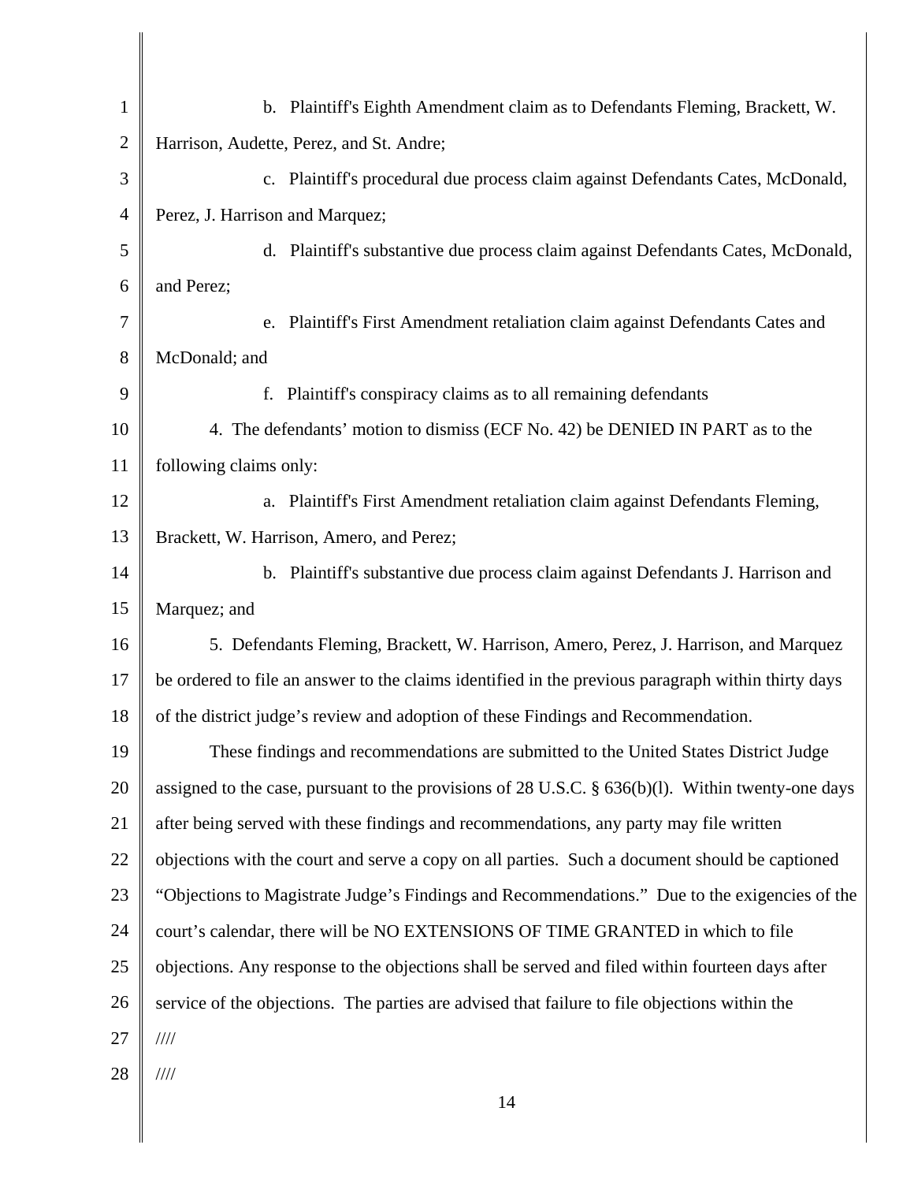b. Plaintiff's Eighth Amendment claim as to Defendants Fleming, Brackett, W. Harrison, Audette, Perez, and St. Andre;

c. Plaintiff's procedural due process claim against Defendants Cates, McDonald, Perez, J. Harrison and Marquez;

d. Plaintiff's substantive due process claim against Defendants Cates, McDonald, and Perez;

e. Plaintiff's First Amendment retaliation claim against Defendants Cates and McDonald; and

f. Plaintiff's conspiracy claims as to all remaining defendants

4. The defendants' motion to dismiss (ECF No. 42) be DENIED IN PART as to the following claims only:

a. Plaintiff's First Amendment retaliation claim against Defendants Fleming, Brackett, W. Harrison, Amero, and Perez;

b. Plaintiff's substantive due process claim against Defendants J. Harrison and Marquez; and

5. Defendants Fleming, Brackett, W. Harrison, Amero, Perez, J. Harrison, and Marquez be ordered to file an answer to the claims identified in the previous paragraph within thirty days of the district judge's review and adoption of these Findings and Recommendation.

These findings and recommendations are submitted to the United States District Judge assigned to the case, pursuant to the provisions of 28 U.S.C. § 636(b)(l). Within twenty-one days after being served with these findings and recommendations, any party may file written objections with the court and serve a copy on all parties. Such a document should be captioned "Objections to Magistrate Judge's Findings and Recommendations." Due to the exigencies of the court's calendar, there will be NO EXTENSIONS OF TIME GRANTED in which to file objections. Any response to the objections shall be served and filed within fourteen days after service of the objections. The parties are advised that failure to file objections within the

////

////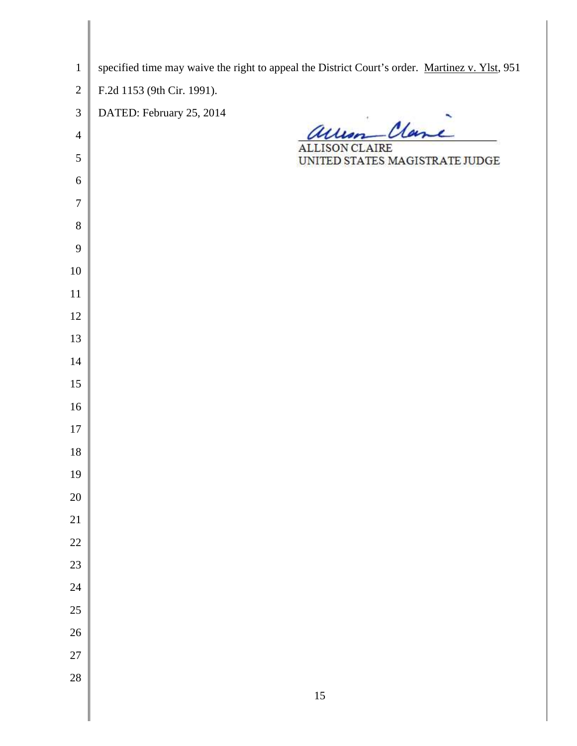specified time may waive the right to appeal the District Court's order. Martinez v. Ylst, 951 F.2d 1153 (9th Cir. 1991).

DATED: February 25, 2014

ALLISON CLAIRE
UNITED STATES MAGISTRATE JUDGE